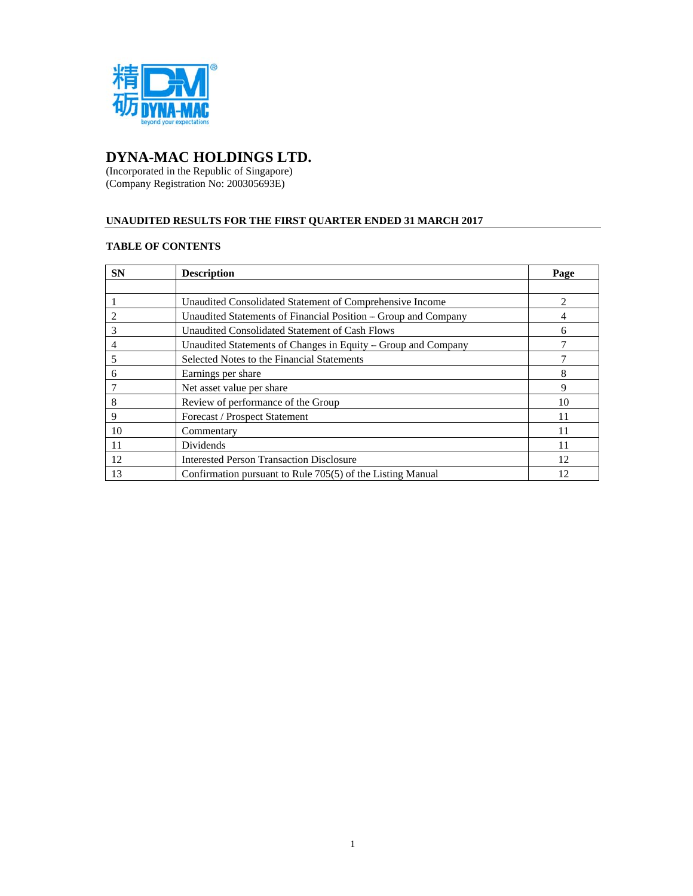# DYNA-MAC HOLDINGS LTD.

(Incorporated in the Republic of Singapore)
(Company Registration No: 200305693E)

## UNAUDITED RESULTS FOR THE FIRST QUARTER ENDED 31 MARCH 2017

### TABLE OF CONTENTS

| SN | Description | Page |
|---|---|---|
| | | |
| 1 | Unaudited Consolidated Statement of Comprehensive Income | 2 |
| 2 | Unaudited Statements of Financial Position – Group and Company | 4 |
| 3 | Unaudited Consolidated Statement of Cash Flows | 6 |
| 4 | Unaudited Statements of Changes in Equity – Group and Company | 7 |
| 5 | Selected Notes to the Financial Statements | 7 |
| 6 | Earnings per share | 8 |
| 7 | Net asset value per share | 9 |
| 8 | Review of performance of the Group | 10 |
| 9 | Forecast / Prospect Statement | 11 |
| 10 | Commentary | 11 |
| 11 | Dividends | 11 |
| 12 | Interested Person Transaction Disclosure | 12 |
| 13 | Confirmation pursuant to Rule 705(5) of the Listing Manual | 12 |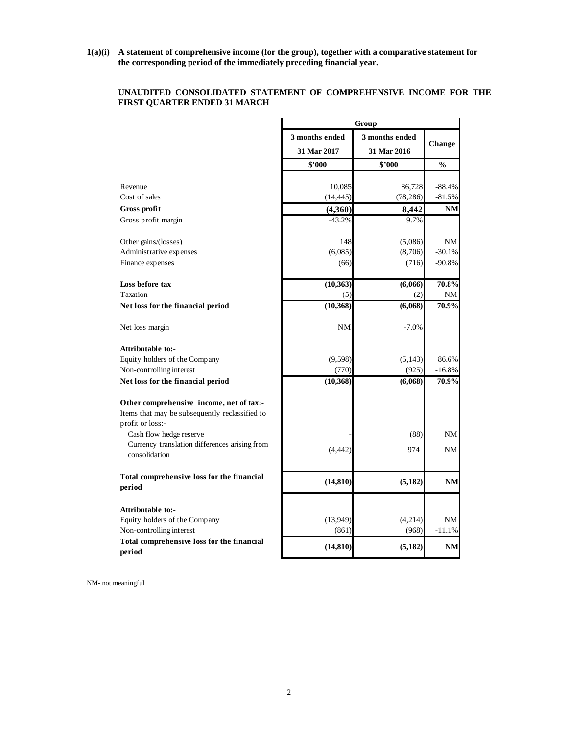**1(a)(i) A statement of comprehensive income (for the group), together with a comparative statement for the corresponding period of the immediately preceding financial year.**

**UNAUDITED CONSOLIDATED STATEMENT OF COMPREHENSIVE INCOME FOR THE FIRST QUARTER ENDED 31 MARCH**

| | Group | | |
|---|---|---|---|
| | 3 months ended 31 Mar 2017 | 3 months ended 31 Mar 2016 | Change |
| | $'000 | $'000 | % |
| Revenue | 10,085 | 86,728 | -88.4% |
| Cost of sales | (14,445) | (78,286) | -81.5% |
| **Gross profit** | **(4,360)** | **8,442** | **NM** |
| Gross profit margin | -43.2% | 9.7% | |
| Other gains/(losses) | 148 | (5,086) | NM |
| Administrative expenses | (6,085) | (8,706) | -30.1% |
| Finance expenses | (66) | (716) | -90.8% |
| **Loss before tax** | **(10,363)** | **(6,066)** | **70.8%** |
| Taxation | (5) | (2) | NM |
| **Net loss for the financial period** | **(10,368)** | **(6,068)** | **70.9%** |
| Net loss margin | NM | -7.0% | |
| **Attributable to:-** | | | |
| Equity holders of the Company | (9,598) | (5,143) | 86.6% |
| Non-controlling interest | (770) | (925) | -16.8% |
| **Net loss for the financial period** | **(10,368)** | **(6,068)** | **70.9%** |
| **Other comprehensive income, net of tax:-** | | | |
| Items that may be subsequently reclassified to profit or loss:- | | | |
| Cash flow hedge reserve | - | (88) | NM |
| Currency translation differences arising from consolidation | (4,442) | 974 | NM |
| **Total comprehensive loss for the financial period** | **(14,810)** | **(5,182)** | **NM** |
| **Attributable to:-** | | | |
| Equity holders of the Company | (13,949) | (4,214) | NM |
| Non-controlling interest | (861) | (968) | -11.1% |
| **Total comprehensive loss for the financial period** | **(14,810)** | **(5,182)** | **NM** |

NM- not meaningful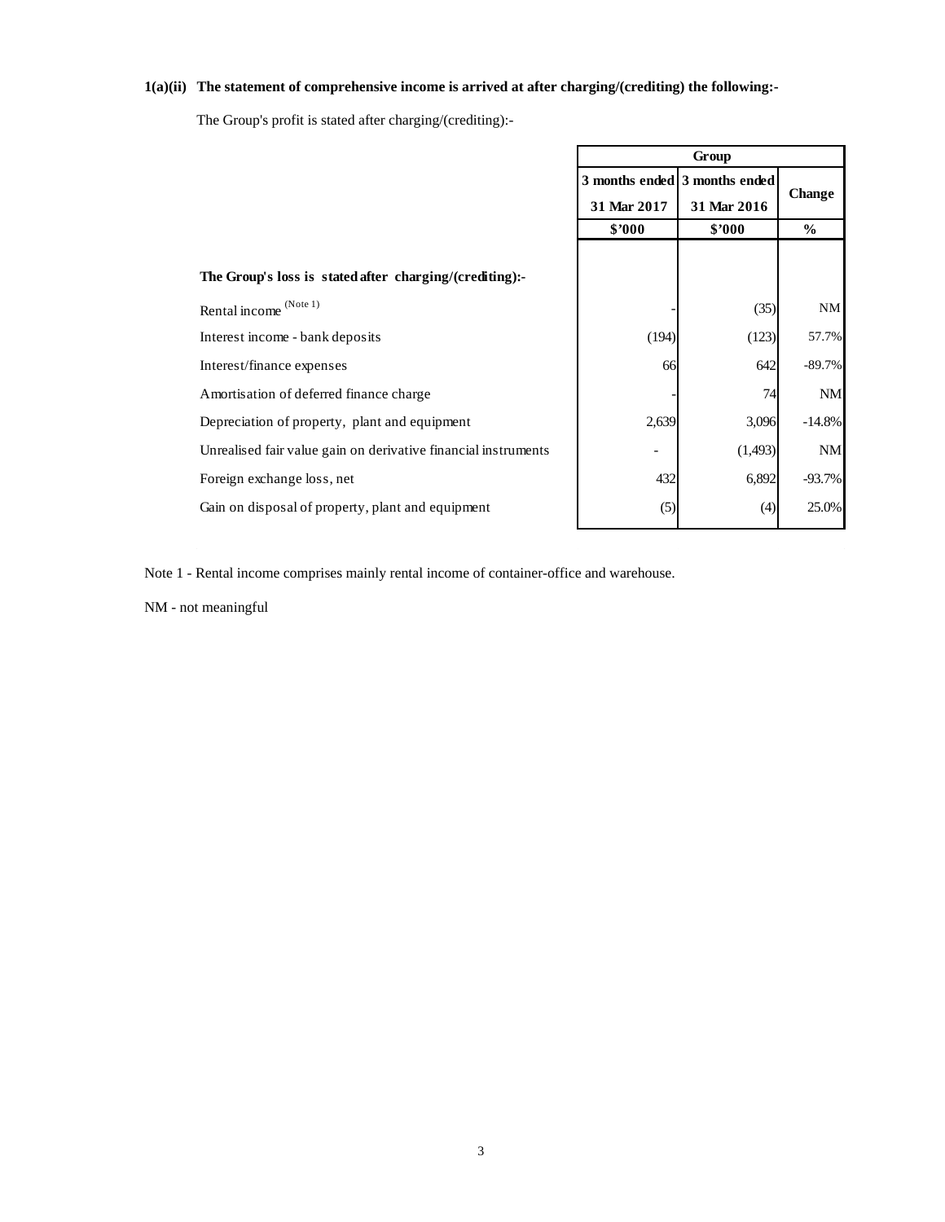**1(a)(ii) The statement of comprehensive income is arrived at after charging/(crediting) the following:-**

The Group's profit is stated after charging/(crediting):-

| | Group | | |
|---|---|---|---|
| | 3 months ended 31 Mar 2017 | 3 months ended 31 Mar 2016 | Change |
| | \$'000 | \$'000 | % |
| **The Group's loss is stated after charging/(crediting):-** | | | |
| Rental income (Note 1) | - | (35) | NM |
| Interest income - bank deposits | (194) | (123) | 57.7% |
| Interest/finance expenses | 66 | 642 | -89.7% |
| Amortisation of deferred finance charge | - | 74 | NM |
| Depreciation of property, plant and equipment | 2,639 | 3,096 | -14.8% |
| Unrealised fair value gain on derivative financial instruments | - | (1,493) | NM |
| Foreign exchange loss, net | 432 | 6,892 | -93.7% |
| Gain on disposal of property, plant and equipment | (5) | (4) | 25.0% |

Note 1 - Rental income comprises mainly rental income of container-office and warehouse.

NM - not meaningful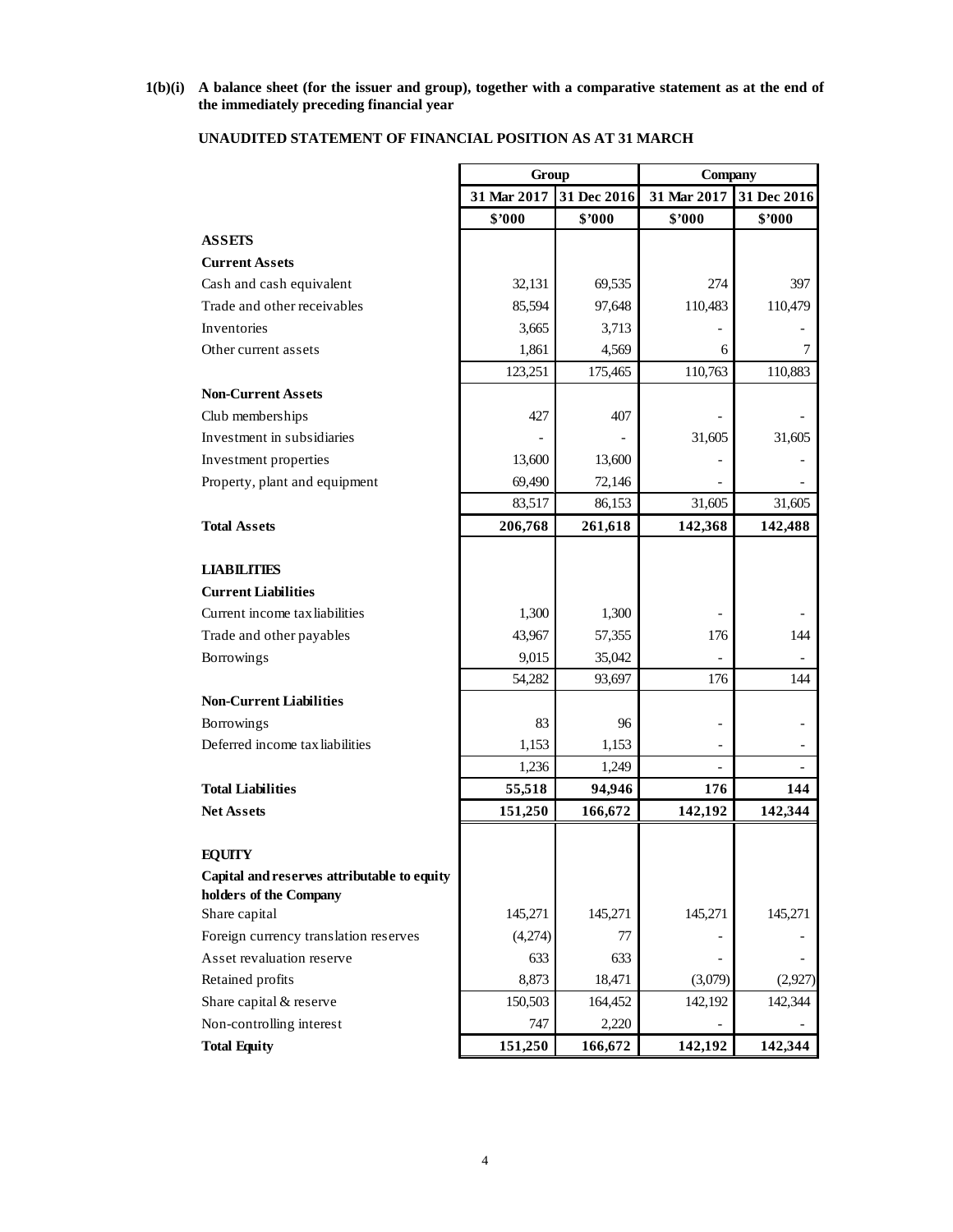**1(b)(i) A balance sheet (for the issuer and group), together with a comparative statement as at the end of the immediately preceding financial year**

**UNAUDITED STATEMENT OF FINANCIAL POSITION AS AT 31 MARCH**

| | Group | | Company | |
|---|---|---|---|---|
| | 31 Mar 2017 | 31 Dec 2016 | 31 Mar 2017 | 31 Dec 2016 |
| | $'000 | $'000 | $'000 | $'000 |
| **ASSETS** | | | | |
| **Current Assets** | | | | |
| Cash and cash equivalent | 32,131 | 69,535 | 274 | 397 |
| Trade and other receivables | 85,594 | 97,648 | 110,483 | 110,479 |
| Inventories | 3,665 | 3,713 | - | - |
| Other current assets | 1,861 | 4,569 | 6 | 7 |
| | 123,251 | 175,465 | 110,763 | 110,883 |
| **Non-Current Assets** | | | | |
| Club memberships | 427 | 407 | - | - |
| Investment in subsidiaries | - | - | 31,605 | 31,605 |
| Investment properties | 13,600 | 13,600 | - | - |
| Property, plant and equipment | 69,490 | 72,146 | - | - |
| | 83,517 | 86,153 | 31,605 | 31,605 |
| **Total Assets** | **206,768** | **261,618** | **142,368** | **142,488** |
| **LIABILITIES** | | | | |
| **Current Liabilities** | | | | |
| Current income tax liabilities | 1,300 | 1,300 | - | - |
| Trade and other payables | 43,967 | 57,355 | 176 | 144 |
| Borrowings | 9,015 | 35,042 | - | - |
| | 54,282 | 93,697 | 176 | 144 |
| **Non-Current Liabilities** | | | | |
| Borrowings | 83 | 96 | - | - |
| Deferred income tax liabilities | 1,153 | 1,153 | - | - |
| | 1,236 | 1,249 | - | - |
| **Total Liabilities** | **55,518** | **94,946** | **176** | **144** |
| **Net Assets** | **151,250** | **166,672** | **142,192** | **142,344** |
| **EQUITY** | | | | |
| **Capital and reserves attributable to equity holders of the Company** | | | | |
| Share capital | 145,271 | 145,271 | 145,271 | 145,271 |
| Foreign currency translation reserves | (4,274) | 77 | - | - |
| Asset revaluation reserve | 633 | 633 | - | - |
| Retained profits | 8,873 | 18,471 | (3,079) | (2,927) |
| Share capital & reserve | 150,503 | 164,452 | 142,192 | 142,344 |
| Non-controlling interest | 747 | 2,220 | - | - |
| **Total Equity** | **151,250** | **166,672** | **142,192** | **142,344** |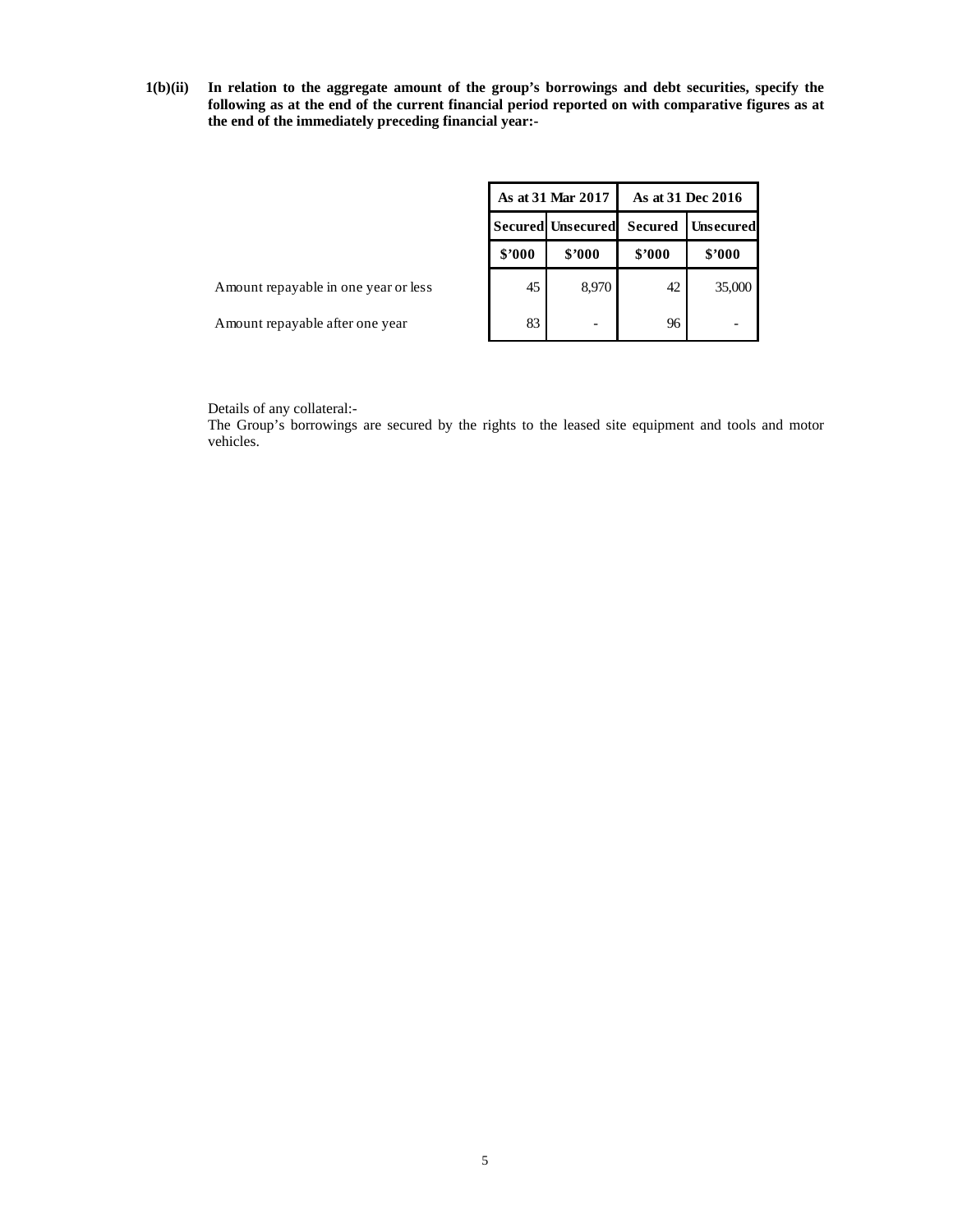**1(b)(ii) In relation to the aggregate amount of the group's borrowings and debt securities, specify the following as at the end of the current financial period reported on with comparative figures as at the end of the immediately preceding financial year:-**

| | As at 31 Mar 2017 | | As at 31 Dec 2016 | |
|---|---|---|---|---|
| | Secured | Unsecured | Secured | Unsecured |
| | $'000 | $'000 | $'000 | $'000 |
| Amount repayable in one year or less | 45 | 8,970 | 42 | 35,000 |
| Amount repayable after one year | 83 | - | 96 | - |

Details of any collateral:-

The Group's borrowings are secured by the rights to the leased site equipment and tools and motor vehicles.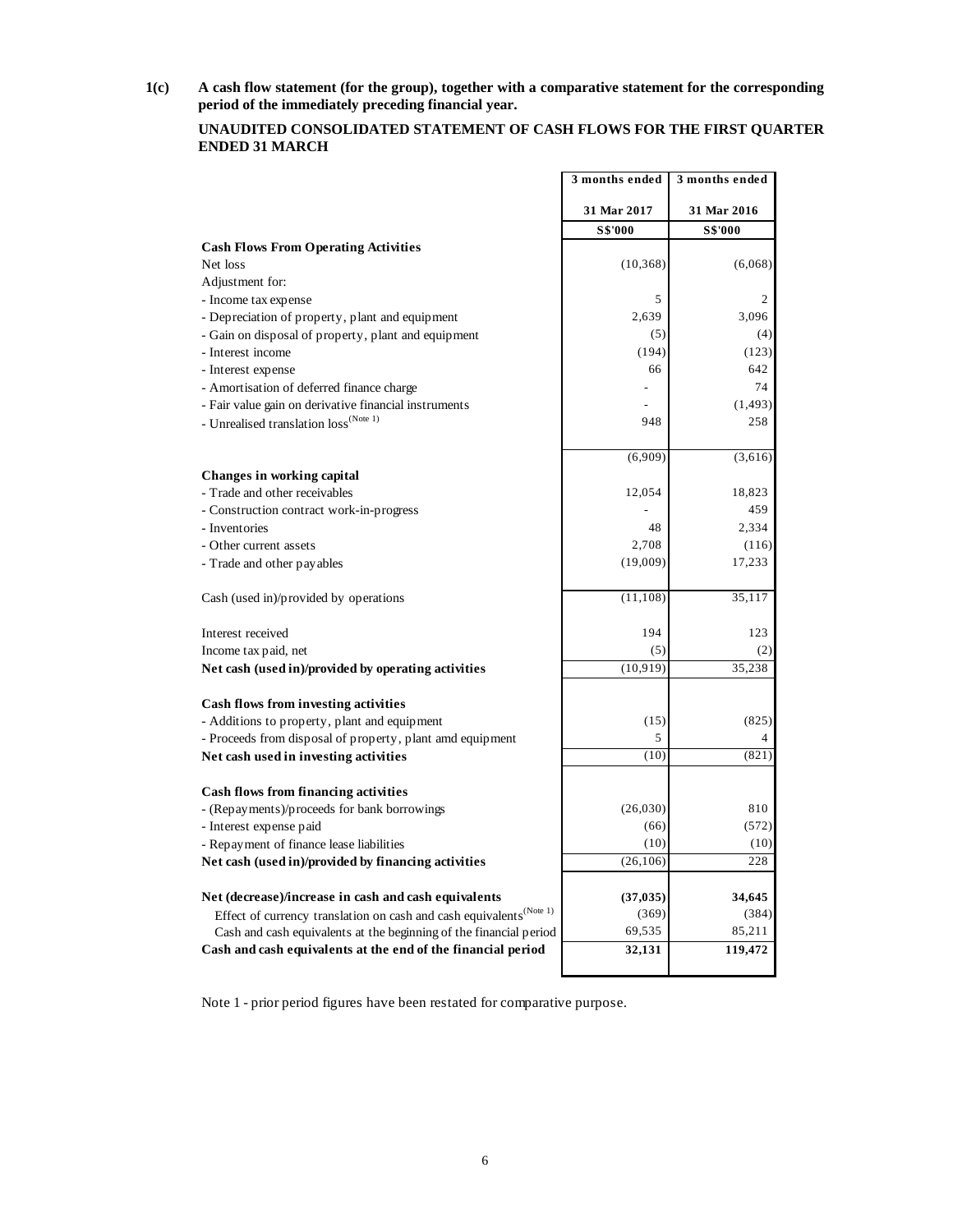**1(c) A cash flow statement (for the group), together with a comparative statement for the corresponding period of the immediately preceding financial year.**

**UNAUDITED CONSOLIDATED STATEMENT OF CASH FLOWS FOR THE FIRST QUARTER ENDED 31 MARCH**

| | 3 months ended | 3 months ended |
|---|---|---|
| | 31 Mar 2017 | 31 Mar 2016 |
| | S$'000 | S$'000 |
| **Cash Flows From Operating Activities** | | |
| Net loss | (10,368) | (6,068) |
| Adjustment for: | | |
| - Income tax expense | 5 | 2 |
| - Depreciation of property, plant and equipment | 2,639 | 3,096 |
| - Gain on disposal of property, plant and equipment | (5) | (4) |
| - Interest income | (194) | (123) |
| - Interest expense | 66 | 642 |
| - Amortisation of deferred finance charge | - | 74 |
| - Fair value gain on derivative financial instruments | - | (1,493) |
| - Unrealised translation loss(Note 1) | 948 | 258 |
| | (6,909) | (3,616) |
| **Changes in working capital** | | |
| - Trade and other receivables | 12,054 | 18,823 |
| - Construction contract work-in-progress | - | 459 |
| - Inventories | 48 | 2,334 |
| - Other current assets | 2,708 | (116) |
| - Trade and other payables | (19,009) | 17,233 |
| Cash (used in)/provided by operations | (11,108) | 35,117 |
| Interest received | 194 | 123 |
| Income tax paid, net | (5) | (2) |
| **Net cash (used in)/provided by operating activities** | (10,919) | 35,238 |
| **Cash flows from investing activities** | | |
| - Additions to property, plant and equipment | (15) | (825) |
| - Proceeds from disposal of property, plant amd equipment | 5 | 4 |
| **Net cash used in investing activities** | (10) | (821) |
| **Cash flows from financing activities** | | |
| - (Repayments)/proceeds for bank borrowings | (26,030) | 810 |
| - Interest expense paid | (66) | (572) |
| - Repayment of finance lease liabilities | (10) | (10) |
| **Net cash (used in)/provided by financing activities** | (26,106) | 228 |
| **Net (decrease)/increase in cash and cash equivalents** | **(37,035)** | **34,645** |
| Effect of currency translation on cash and cash equivalents(Note 1) | (369) | (384) |
| Cash and cash equivalents at the beginning of the financial period | 69,535 | 85,211 |
| **Cash and cash equivalents at the end of the financial period** | **32,131** | **119,472** |

Note 1 - prior period figures have been restated for comparative purpose.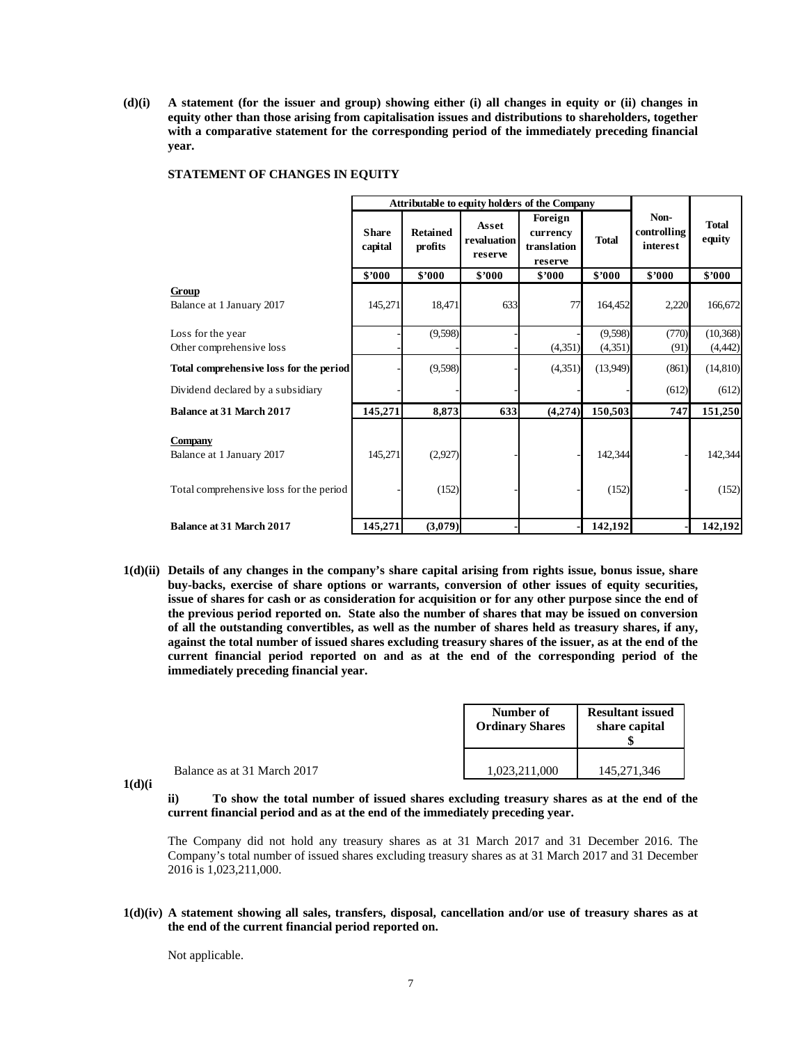**(d)(i) A statement (for the issuer and group) showing either (i) all changes in equity or (ii) changes in equity other than those arising from capitalisation issues and distributions to shareholders, together with a comparative statement for the corresponding period of the immediately preceding financial year.**

**STATEMENT OF CHANGES IN EQUITY**

| | Attributable to equity holders of the Company | | | | | | |
|---|---|---|---|---|---|---|---|
| | Share capital | Retained profits | Asset revaluation reserve | Foreign currency translation reserve | Total | Non-controlling interest | Total equity |
| | $'000 | $'000 | $'000 | $'000 | $'000 | $'000 | $'000 |
| **Group** | | | | | | | |
| Balance at 1 January 2017 | 145,271 | 18,471 | 633 | 77 | 164,452 | 2,220 | 166,672 |
| Loss for the year | - | (9,598) | - | - | (9,598) | (770) | (10,368) |
| Other comprehensive loss | - | - | - | (4,351) | (4,351) | (91) | (4,442) |
| **Total comprehensive loss for the period** | - | (9,598) | - | (4,351) | (13,949) | (861) | (14,810) |
| Dividend declared by a subsidiary | - | - | - | - | - | (612) | (612) |
| **Balance at 31 March 2017** | **145,271** | **8,873** | **633** | **(4,274)** | **150,503** | **747** | **151,250** |
| **Company** | | | | | | | |
| Balance at 1 January 2017 | 145,271 | (2,927) | - | - | 142,344 | - | 142,344 |
| Total comprehensive loss for the period | - | (152) | - | - | (152) | - | (152) |
| **Balance at 31 March 2017** | **145,271** | **(3,079)** | **-** | **-** | **142,192** | **-** | **142,192** |

**1(d)(ii) Details of any changes in the company's share capital arising from rights issue, bonus issue, share buy-backs, exercise of share options or warrants, conversion of other issues of equity securities, issue of shares for cash or as consideration for acquisition or for any other purpose since the end of the previous period reported on. State also the number of shares that may be issued on conversion of all the outstanding convertibles, as well as the number of shares held as treasury shares, if any, against the total number of issued shares excluding treasury shares of the issuer, as at the end of the current financial period reported on and as at the end of the corresponding period of the immediately preceding financial year.**

| | Number of Ordinary Shares | Resultant issued share capital $ |
|---|---|---|
| Balance as at 31 March 2017 | 1,023,211,000 | 145,271,346 |

**1(d)(iii) To show the total number of issued shares excluding treasury shares as at the end of the current financial period and as at the end of the immediately preceding year.**

The Company did not hold any treasury shares as at 31 March 2017 and 31 December 2016. The Company's total number of issued shares excluding treasury shares as at 31 March 2017 and 31 December 2016 is 1,023,211,000.

**1(d)(iv) A statement showing all sales, transfers, disposal, cancellation and/or use of treasury shares as at the end of the current financial period reported on.**

Not applicable.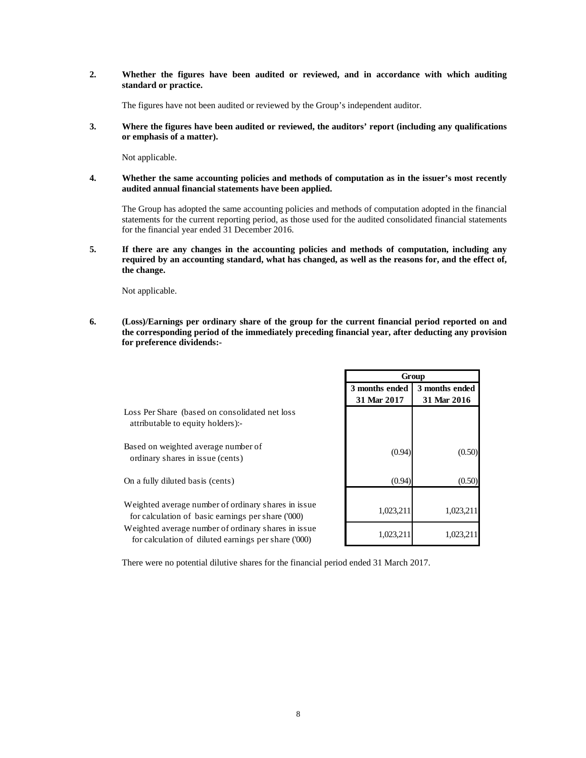**2. Whether the figures have been audited or reviewed, and in accordance with which auditing standard or practice.**

The figures have not been audited or reviewed by the Group's independent auditor.

**3. Where the figures have been audited or reviewed, the auditors' report (including any qualifications or emphasis of a matter).**

Not applicable.

**4. Whether the same accounting policies and methods of computation as in the issuer's most recently audited annual financial statements have been applied.**

The Group has adopted the same accounting policies and methods of computation adopted in the financial statements for the current reporting period, as those used for the audited consolidated financial statements for the financial year ended 31 December 2016.

**5. If there are any changes in the accounting policies and methods of computation, including any required by an accounting standard, what has changed, as well as the reasons for, and the effect of, the change.**

Not applicable.

**6. (Loss)/Earnings per ordinary share of the group for the current financial period reported on and the corresponding period of the immediately preceding financial year, after deducting any provision for preference dividends:-**

| | Group | |
|---|---|---|
| | 3 months ended 31 Mar 2017 | 3 months ended 31 Mar 2016 |
| Loss Per Share (based on consolidated net loss attributable to equity holders):- | | |
| Based on weighted average number of ordinary shares in issue (cents) | (0.94) | (0.50) |
| On a fully diluted basis (cents) | (0.94) | (0.50) |
| Weighted average number of ordinary shares in issue for calculation of basic earnings per share ('000) | 1,023,211 | 1,023,211 |
| Weighted average number of ordinary shares in issue for calculation of diluted earnings per share ('000) | 1,023,211 | 1,023,211 |

There were no potential dilutive shares for the financial period ended 31 March 2017.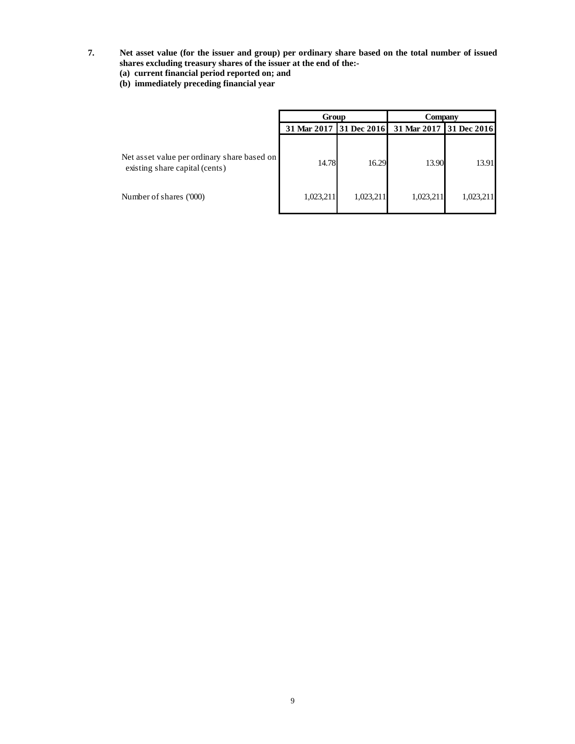**7. Net asset value (for the issuer and group) per ordinary share based on the total number of issued shares excluding treasury shares of the issuer at the end of the:-**
**(a) current financial period reported on; and**
**(b) immediately preceding financial year**

| | Group | | Company | |
|---|---|---|---|---|
| | **31 Mar 2017** | **31 Dec 2016** | **31 Mar 2017** | **31 Dec 2016** |
| Net asset value per ordinary share based on existing share capital (cents) | 14.78 | 16.29 | 13.90 | 13.91 |
| Number of shares ('000) | 1,023,211 | 1,023,211 | 1,023,211 | 1,023,211 |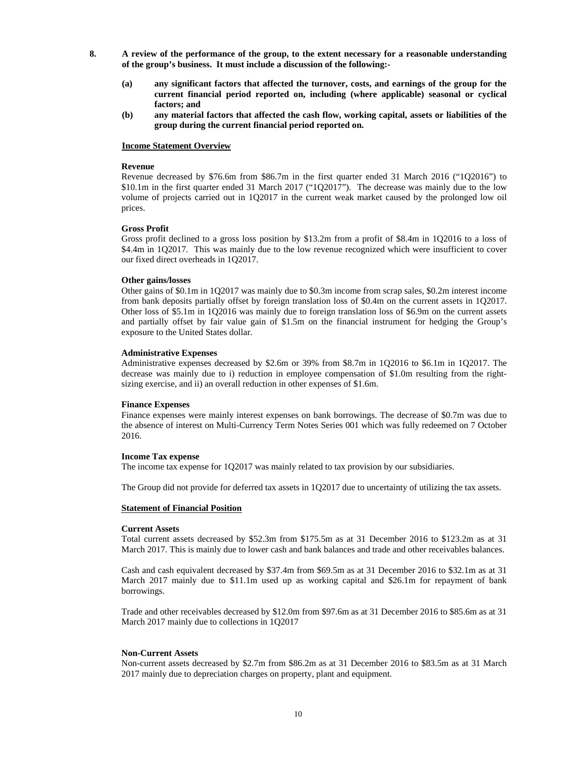8. **A review of the performance of the group, to the extent necessary for a reasonable understanding of the group's business. It must include a discussion of the following:-**

   **(a) any significant factors that affected the turnover, costs, and earnings of the group for the current financial period reported on, including (where applicable) seasonal or cyclical factors; and**

   **(b) any material factors that affected the cash flow, working capital, assets or liabilities of the group during the current financial period reported on.**

## Income Statement Overview

**Revenue**

Revenue decreased by $76.6m from $86.7m in the first quarter ended 31 March 2016 ("1Q2016") to $10.1m in the first quarter ended 31 March 2017 ("1Q2017"). The decrease was mainly due to the low volume of projects carried out in 1Q2017 in the current weak market caused by the prolonged low oil prices.

**Gross Profit**

Gross profit declined to a gross loss position by $13.2m from a profit of $8.4m in 1Q2016 to a loss of $4.4m in 1Q2017. This was mainly due to the low revenue recognized which were insufficient to cover our fixed direct overheads in 1Q2017.

**Other gains/losses**

Other gains of $0.1m in 1Q2017 was mainly due to $0.3m income from scrap sales, $0.2m interest income from bank deposits partially offset by foreign translation loss of $0.4m on the current assets in 1Q2017. Other loss of $5.1m in 1Q2016 was mainly due to foreign translation loss of $6.9m on the current assets and partially offset by fair value gain of $1.5m on the financial instrument for hedging the Group's exposure to the United States dollar.

**Administrative Expenses**

Administrative expenses decreased by $2.6m or 39% from $8.7m in 1Q2016 to $6.1m in 1Q2017. The decrease was mainly due to i) reduction in employee compensation of $1.0m resulting from the right-sizing exercise, and ii) an overall reduction in other expenses of $1.6m.

**Finance Expenses**

Finance expenses were mainly interest expenses on bank borrowings. The decrease of $0.7m was due to the absence of interest on Multi-Currency Term Notes Series 001 which was fully redeemed on 7 October 2016.

**Income Tax expense**

The income tax expense for 1Q2017 was mainly related to tax provision by our subsidiaries.

The Group did not provide for deferred tax assets in 1Q2017 due to uncertainty of utilizing the tax assets.

## Statement of Financial Position

**Current Assets**

Total current assets decreased by $52.3m from $175.5m as at 31 December 2016 to $123.2m as at 31 March 2017. This is mainly due to lower cash and bank balances and trade and other receivables balances.

Cash and cash equivalent decreased by $37.4m from $69.5m as at 31 December 2016 to $32.1m as at 31 March 2017 mainly due to $11.1m used up as working capital and $26.1m for repayment of bank borrowings.

Trade and other receivables decreased by $12.0m from $97.6m as at 31 December 2016 to $85.6m as at 31 March 2017 mainly due to collections in 1Q2017

**Non-Current Assets**

Non-current assets decreased by $2.7m from $86.2m as at 31 December 2016 to $83.5m as at 31 March 2017 mainly due to depreciation charges on property, plant and equipment.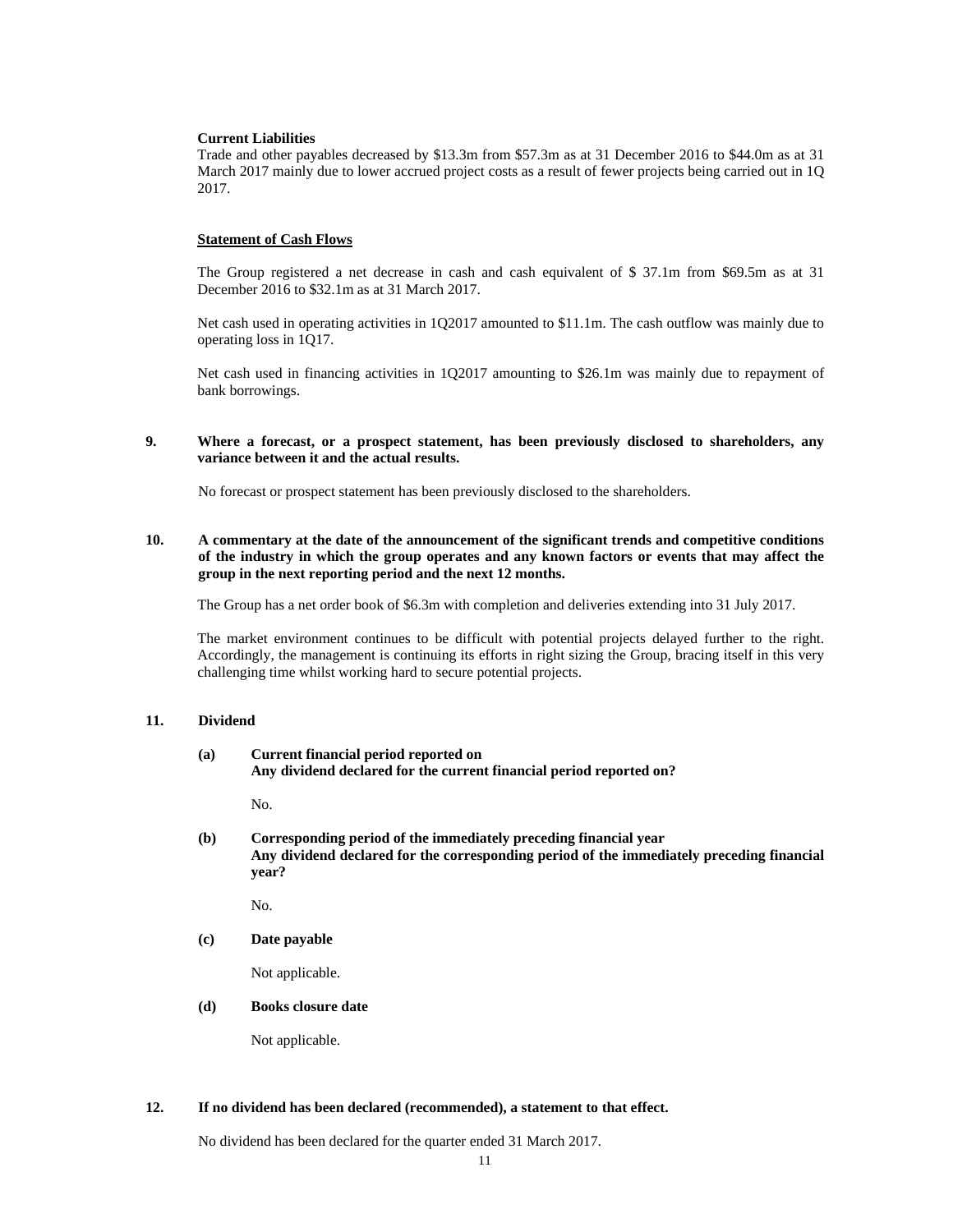**Current Liabilities**

Trade and other payables decreased by \$13.3m from \$57.3m as at 31 December 2016 to \$44.0m as at 31 March 2017 mainly due to lower accrued project costs as a result of fewer projects being carried out in 1Q 2017.

**Statement of Cash Flows**

The Group registered a net decrease in cash and cash equivalent of \$ 37.1m from \$69.5m as at 31 December 2016 to \$32.1m as at 31 March 2017.

Net cash used in operating activities in 1Q2017 amounted to \$11.1m. The cash outflow was mainly due to operating loss in 1Q17.

Net cash used in financing activities in 1Q2017 amounting to \$26.1m was mainly due to repayment of bank borrowings.

**9. Where a forecast, or a prospect statement, has been previously disclosed to shareholders, any variance between it and the actual results.**

No forecast or prospect statement has been previously disclosed to the shareholders.

**10. A commentary at the date of the announcement of the significant trends and competitive conditions of the industry in which the group operates and any known factors or events that may affect the group in the next reporting period and the next 12 months.**

The Group has a net order book of \$6.3m with completion and deliveries extending into 31 July 2017.

The market environment continues to be difficult with potential projects delayed further to the right. Accordingly, the management is continuing its efforts in right sizing the Group, bracing itself in this very challenging time whilst working hard to secure potential projects.

**11. Dividend**

**(a) Current financial period reported on**
**Any dividend declared for the current financial period reported on?**

No.

**(b) Corresponding period of the immediately preceding financial year**
**Any dividend declared for the corresponding period of the immediately preceding financial year?**

No.

**(c) Date payable**

Not applicable.

**(d) Books closure date**

Not applicable.

**12. If no dividend has been declared (recommended), a statement to that effect.**

No dividend has been declared for the quarter ended 31 March 2017.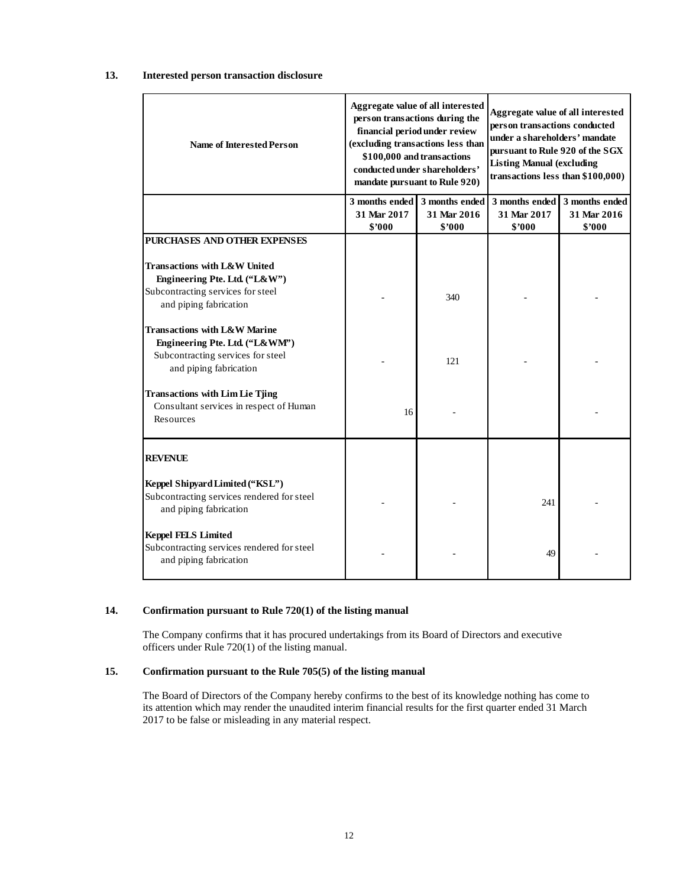## 13. Interested person transaction disclosure

| Name of Interested Person | Aggregate value of all interested person transactions during the financial period under review (excluding transactions less than \$100,000 and transactions conducted under shareholders' mandate pursuant to Rule 920) | | Aggregate value of all interested person transactions conducted under a shareholders' mandate pursuant to Rule 920 of the SGX Listing Manual (excluding transactions less than \$100,000) | |
|---|---|---|---|---|
| | 3 months ended 31 Mar 2017 \$'000 | 3 months ended 31 Mar 2016 \$'000 | 3 months ended 31 Mar 2017 \$'000 | 3 months ended 31 Mar 2016 \$'000 |
| **PURCHASES AND OTHER EXPENSES** | | | | |
| **Transactions with L&W United Engineering Pte. Ltd. ("L&W")** | | | | |
| Subcontracting services for steel and piping fabrication | - | 340 | - | - |
| **Transactions with L&W Marine Engineering Pte. Ltd. ("L&WM")** | | | | |
| Subcontracting services for steel and piping fabrication | - | 121 | - | - |
| **Transactions with Lim Lie Tjing** | | | | |
| Consultant services in respect of Human Resources | 16 | - | | - |
| **REVENUE** | | | | |
| **Keppel Shipyard Limited ("KSL")** | | | | |
| Subcontracting services rendered for steel and piping fabrication | - | - | 241 | - |
| **Keppel FELS Limited** | | | | |
| Subcontracting services rendered for steel and piping fabrication | - | - | 49 | - |

## 14. Confirmation pursuant to Rule 720(1) of the listing manual

The Company confirms that it has procured undertakings from its Board of Directors and executive officers under Rule 720(1) of the listing manual.

## 15. Confirmation pursuant to the Rule 705(5) of the listing manual

The Board of Directors of the Company hereby confirms to the best of its knowledge nothing has come to its attention which may render the unaudited interim financial results for the first quarter ended 31 March 2017 to be false or misleading in any material respect.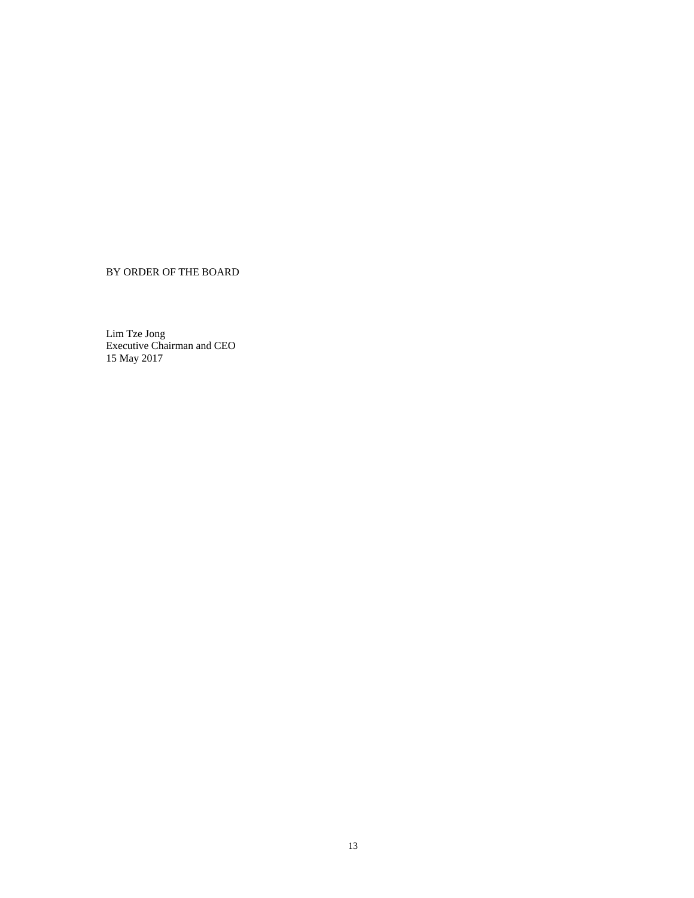BY ORDER OF THE BOARD

Lim Tze Jong
Executive Chairman and CEO
15 May 2017